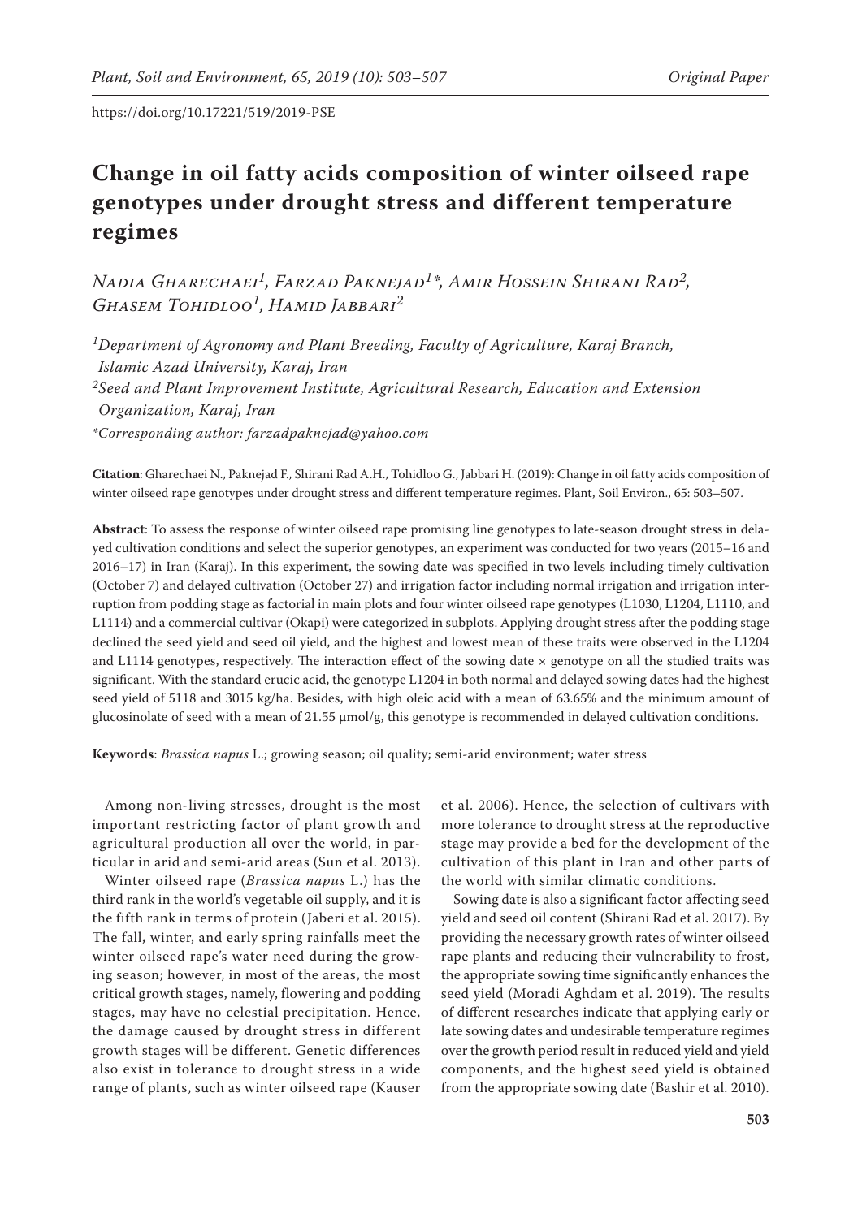https://doi.org/10.17221/519/2019-PSE

# Change in oil fatty acids composition of winter oilseed rape genotypes under drought stress and different temperature regimes

*Nadia Gharechaei[1], Farzad Paknejad[1]\*, Amir Hossein Shirani Rad[2], Ghasem Tohidloo[1], Hamid Jabbari[2]*

*[1]Department of Agronomy and Plant Breeding, Faculty of Agriculture, Karaj Branch, Islamic Azad University, Karaj, Iran*
*[2]Seed and Plant Improvement Institute, Agricultural Research, Education and Extension Organization, Karaj, Iran*
*\*Corresponding author: farzadpaknejad@yahoo.com*

**Citation**: Gharechaei N., Paknejad F., Shirani Rad A.H., Tohidloo G., Jabbari H. (2019): Change in oil fatty acids composition of winter oilseed rape genotypes under drought stress and different temperature regimes. Plant, Soil Environ., 65: 503–507.

**Abstract**: To assess the response of winter oilseed rape promising line genotypes to late-season drought stress in delayed cultivation conditions and select the superior genotypes, an experiment was conducted for two years (2015–16 and 2016–17) in Iran (Karaj). In this experiment, the sowing date was specified in two levels including timely cultivation (October 7) and delayed cultivation (October 27) and irrigation factor including normal irrigation and irrigation interruption from podding stage as factorial in main plots and four winter oilseed rape genotypes (L1030, L1204, L1110, and L1114) and a commercial cultivar (Okapi) were categorized in subplots. Applying drought stress after the podding stage declined the seed yield and seed oil yield, and the highest and lowest mean of these traits were observed in the L1204 and L1114 genotypes, respectively. The interaction effect of the sowing date × genotype on all the studied traits was significant. With the standard erucic acid, the genotype L1204 in both normal and delayed sowing dates had the highest seed yield of 5118 and 3015 kg/ha. Besides, with high oleic acid with a mean of 63.65% and the minimum amount of glucosinolate of seed with a mean of 21.55 μmol/g, this genotype is recommended in delayed cultivation conditions.

**Keywords**: *Brassica napus* L.; growing season; oil quality; semi-arid environment; water stress

Among non-living stresses, drought is the most important restricting factor of plant growth and agricultural production all over the world, in particular in arid and semi-arid areas (Sun et al. 2013).

Winter oilseed rape (*Brassica napus* L.) has the third rank in the world's vegetable oil supply, and it is the fifth rank in terms of protein (Jaberi et al. 2015). The fall, winter, and early spring rainfalls meet the winter oilseed rape's water need during the growing season; however, in most of the areas, the most critical growth stages, namely, flowering and podding stages, may have no celestial precipitation. Hence, the damage caused by drought stress in different growth stages will be different. Genetic differences also exist in tolerance to drought stress in a wide range of plants, such as winter oilseed rape (Kauser et al. 2006). Hence, the selection of cultivars with more tolerance to drought stress at the reproductive stage may provide a bed for the development of the cultivation of this plant in Iran and other parts of the world with similar climatic conditions.

Sowing date is also a significant factor affecting seed yield and seed oil content (Shirani Rad et al. 2017). By providing the necessary growth rates of winter oilseed rape plants and reducing their vulnerability to frost, the appropriate sowing time significantly enhances the seed yield (Moradi Aghdam et al. 2019). The results of different researches indicate that applying early or late sowing dates and undesirable temperature regimes over the growth period result in reduced yield and yield components, and the highest seed yield is obtained from the appropriate sowing date (Bashir et al. 2010).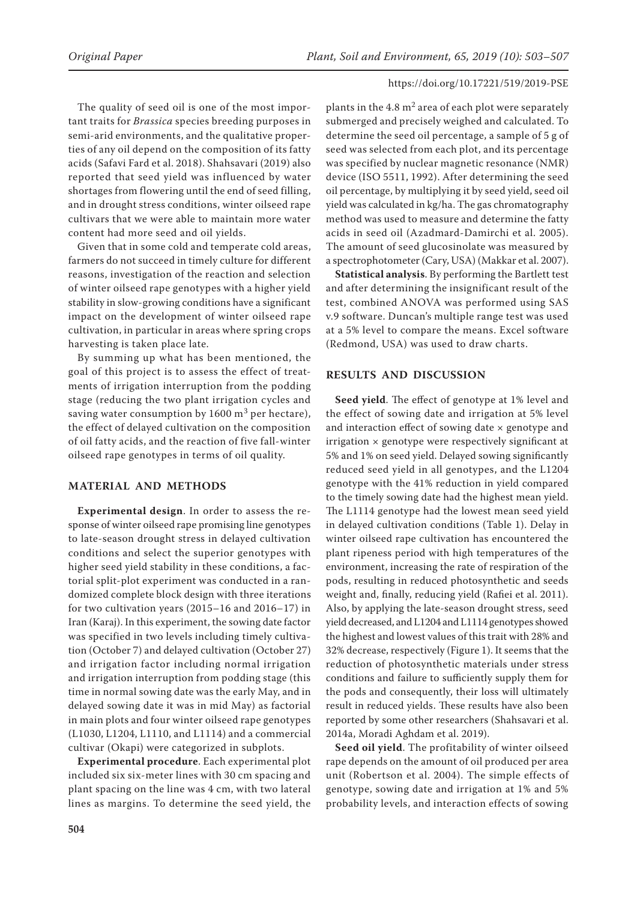The quality of seed oil is one of the most important traits for *Brassica* species breeding purposes in semi-arid environments, and the qualitative properties of any oil depend on the composition of its fatty acids (Safavi Fard et al. 2018). Shahsavari (2019) also reported that seed yield was influenced by water shortages from flowering until the end of seed filling, and in drought stress conditions, winter oilseed rape cultivars that we were able to maintain more water content had more seed and oil yields.

Given that in some cold and temperate cold areas, farmers do not succeed in timely culture for different reasons, investigation of the reaction and selection of winter oilseed rape genotypes with a higher yield stability in slow-growing conditions have a significant impact on the development of winter oilseed rape cultivation, in particular in areas where spring crops harvesting is taken place late.

By summing up what has been mentioned, the goal of this project is to assess the effect of treatments of irrigation interruption from the podding stage (reducing the two plant irrigation cycles and saving water consumption by 1600 $m^3$ per hectare), the effect of delayed cultivation on the composition of oil fatty acids, and the reaction of five fall-winter oilseed rape genotypes in terms of oil quality.

## MATERIAL AND METHODS

**Experimental design**. In order to assess the response of winter oilseed rape promising line genotypes to late-season drought stress in delayed cultivation conditions and select the superior genotypes with higher seed yield stability in these conditions, a factorial split-plot experiment was conducted in a randomized complete block design with three iterations for two cultivation years (2015–16 and 2016–17) in Iran (Karaj). In this experiment, the sowing date factor was specified in two levels including timely cultivation (October 7) and delayed cultivation (October 27) and irrigation factor including normal irrigation and irrigation interruption from podding stage (this time in normal sowing date was the early May, and in delayed sowing date it was in mid May) as factorial in main plots and four winter oilseed rape genotypes (L1030, L1204, L1110, and L1114) and a commercial cultivar (Okapi) were categorized in subplots.

**Experimental procedure**. Each experimental plot included six six-meter lines with 30 cm spacing and plant spacing on the line was 4 cm, with two lateral lines as margins. To determine the seed yield, the plants in the 4.8 $m^2$ area of each plot were separately submerged and precisely weighed and calculated. To determine the seed oil percentage, a sample of 5 g of seed was selected from each plot, and its percentage was specified by nuclear magnetic resonance (NMR) device (ISO 5511, 1992). After determining the seed oil percentage, by multiplying it by seed yield, seed oil yield was calculated in kg/ha. The gas chromatography method was used to measure and determine the fatty acids in seed oil (Azadmard-Damirchi et al. 2005). The amount of seed glucosinolate was measured by a spectrophotometer (Cary, USA) (Makkar et al. 2007).

**Statistical analysis**. By performing the Bartlett test and after determining the insignificant result of the test, combined ANOVA was performed using SAS v.9 software. Duncan's multiple range test was used at a 5% level to compare the means. Excel software (Redmond, USA) was used to draw charts.

## RESULTS AND DISCUSSION

**Seed yield**. The effect of genotype at 1% level and the effect of sowing date and irrigation at 5% level and interaction effect of sowing date × genotype and irrigation × genotype were respectively significant at 5% and 1% on seed yield. Delayed sowing significantly reduced seed yield in all genotypes, and the L1204 genotype with the 41% reduction in yield compared to the timely sowing date had the highest mean yield. The L1114 genotype had the lowest mean seed yield in delayed cultivation conditions (Table 1). Delay in winter oilseed rape cultivation has encountered the plant ripeness period with high temperatures of the environment, increasing the rate of respiration of the pods, resulting in reduced photosynthetic and seeds weight and, finally, reducing yield (Rafiei et al. 2011). Also, by applying the late-season drought stress, seed yield decreased, and L1204 and L1114 genotypes showed the highest and lowest values of this trait with 28% and 32% decrease, respectively (Figure 1). It seems that the reduction of photosynthetic materials under stress conditions and failure to sufficiently supply them for the pods and consequently, their loss will ultimately result in reduced yields. These results have also been reported by some other researchers (Shahsavari et al. 2014a, Moradi Aghdam et al. 2019).

**Seed oil yield**. The profitability of winter oilseed rape depends on the amount of oil produced per area unit (Robertson et al. 2004). The simple effects of genotype, sowing date and irrigation at 1% and 5% probability levels, and interaction effects of sowing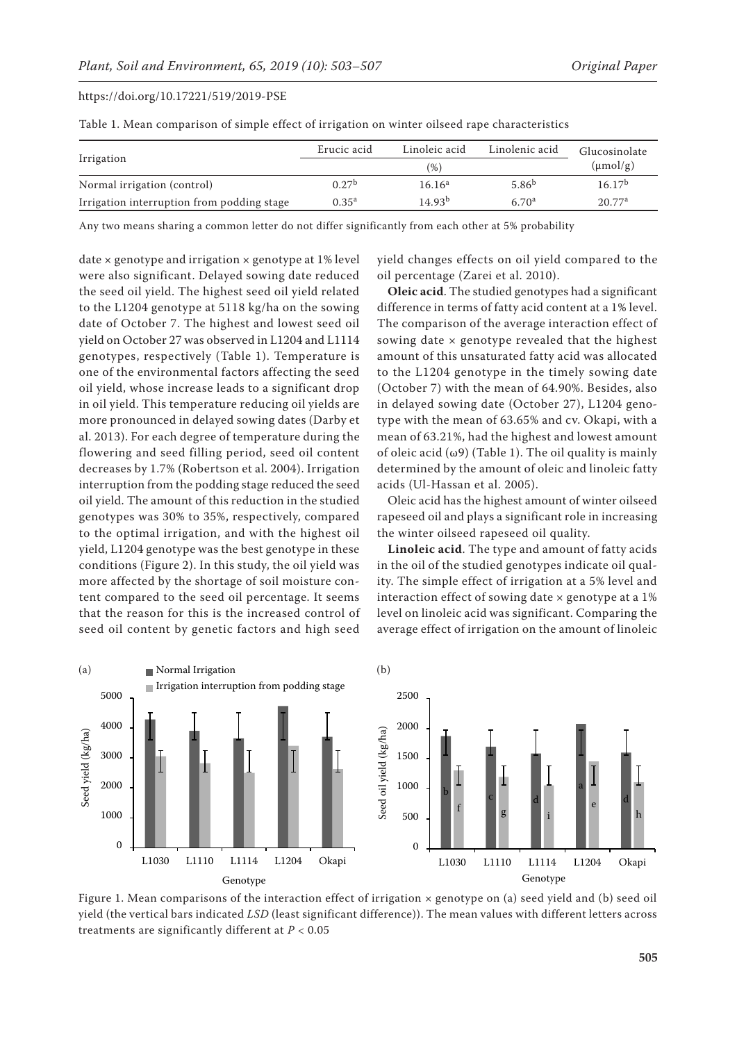Table 1. Mean comparison of simple effect of irrigation on winter oilseed rape characteristics

| Irrigation | Erucic acid | Linoleic acid | Linolenic acid | Glucosinolate |
|---|---|---|---|---|
| | (%) | | | (μmol/g) |
| Normal irrigation (control) | $0.27^{b}$ | $16.16^{a}$ | $5.86^{b}$ | $16.17^{b}$ |
| Irrigation interruption from podding stage | $0.35^{a}$ | $14.93^{b}$ | $6.70^{a}$ | $20.77^{a}$ |

Any two means sharing a common letter do not differ significantly from each other at 5% probability

date × genotype and irrigation × genotype at 1% level were also significant. Delayed sowing date reduced the seed oil yield. The highest seed oil yield related to the L1204 genotype at 5118 kg/ha on the sowing date of October 7. The highest and lowest seed oil yield on October 27 was observed in L1204 and L1114 genotypes, respectively (Table 1). Temperature is one of the environmental factors affecting the seed oil yield, whose increase leads to a significant drop in oil yield. This temperature reducing oil yields are more pronounced in delayed sowing dates (Darby et al. 2013). For each degree of temperature during the flowering and seed filling period, seed oil content decreases by 1.7% (Robertson et al. 2004). Irrigation interruption from the podding stage reduced the seed oil yield. The amount of this reduction in the studied genotypes was 30% to 35%, respectively, compared to the optimal irrigation, and with the highest oil yield, L1204 genotype was the best genotype in these conditions (Figure 2). In this study, the oil yield was more affected by the shortage of soil moisture content compared to the seed oil percentage. It seems that the reason for this is the increased control of seed oil content by genetic factors and high seed yield changes effects on oil yield compared to the oil percentage (Zarei et al. 2010).

**Oleic acid**. The studied genotypes had a significant difference in terms of fatty acid content at a 1% level. The comparison of the average interaction effect of sowing date × genotype revealed that the highest amount of this unsaturated fatty acid was allocated to the L1204 genotype in the timely sowing date (October 7) with the mean of 64.90%. Besides, also in delayed sowing date (October 27), L1204 genotype with the mean of 63.65% and cv. Okapi, with a mean of 63.21%, had the highest and lowest amount of oleic acid (ω9) (Table 1). The oil quality is mainly determined by the amount of oleic and linoleic fatty acids (Ul-Hassan et al. 2005).

Oleic acid has the highest amount of winter oilseed rapeseed oil and plays a significant role in increasing the winter oilseed rapeseed oil quality.

**Linoleic acid**. The type and amount of fatty acids in the oil of the studied genotypes indicate oil quality. The simple effect of irrigation at a 5% level and interaction effect of sowing date × genotype at a 1% level on linoleic acid was significant. Comparing the average effect of irrigation on the amount of linoleic

Figure 1. Mean comparisons of the interaction effect of irrigation × genotype on (a) seed yield and (b) seed oil yield (the vertical bars indicated *LSD* (least significant difference)). The mean values with different letters across treatments are significantly different at $P < 0.05$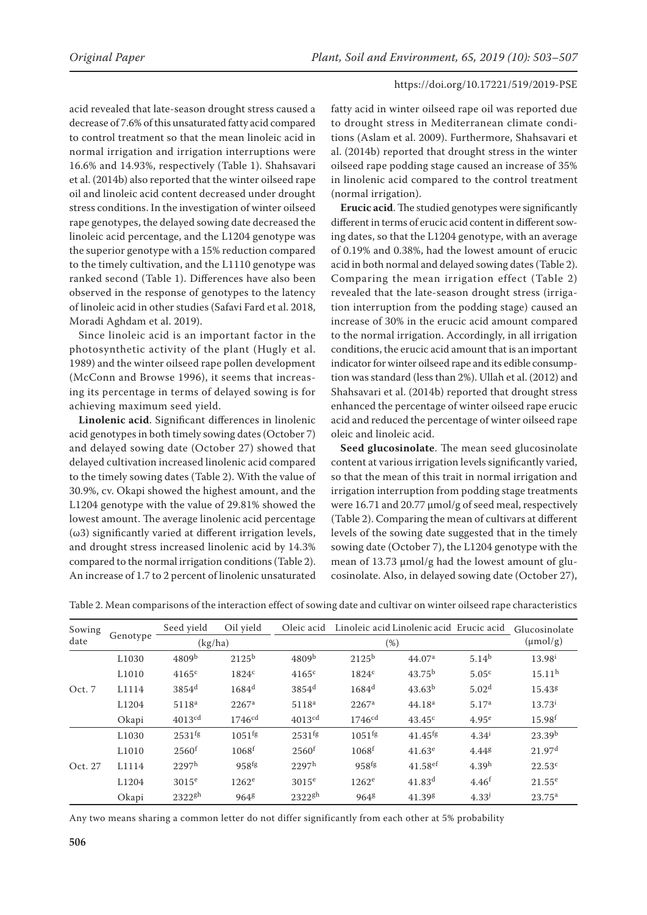acid revealed that late-season drought stress caused a decrease of 7.6% of this unsaturated fatty acid compared to control treatment so that the mean linoleic acid in normal irrigation and irrigation interruptions were 16.6% and 14.93%, respectively (Table 1). Shahsavari et al. (2014b) also reported that the winter oilseed rape oil and linoleic acid content decreased under drought stress conditions. In the investigation of winter oilseed rape genotypes, the delayed sowing date decreased the linoleic acid percentage, and the L1204 genotype was the superior genotype with a 15% reduction compared to the timely cultivation, and the L1110 genotype was ranked second (Table 1). Differences have also been observed in the response of genotypes to the latency of linoleic acid in other studies (Safavi Fard et al. 2018, Moradi Aghdam et al. 2019).

Since linoleic acid is an important factor in the photosynthetic activity of the plant (Hugly et al. 1989) and the winter oilseed rape pollen development (McConn and Browse 1996), it seems that increasing its percentage in terms of delayed sowing is for achieving maximum seed yield.

**Linolenic acid**. Significant differences in linolenic acid genotypes in both timely sowing dates (October 7) and delayed sowing date (October 27) showed that delayed cultivation increased linolenic acid compared to the timely sowing dates (Table 2). With the value of 30.9%, cv. Okapi showed the highest amount, and the L1204 genotype with the value of 29.81% showed the lowest amount. The average linolenic acid percentage (ω3) significantly varied at different irrigation levels, and drought stress increased linolenic acid by 14.3% compared to the normal irrigation conditions (Table 2). An increase of 1.7 to 2 percent of linolenic unsaturated fatty acid in winter oilseed rape oil was reported due to drought stress in Mediterranean climate conditions (Aslam et al. 2009). Furthermore, Shahsavari et al. (2014b) reported that drought stress in the winter oilseed rape podding stage caused an increase of 35% in linolenic acid compared to the control treatment (normal irrigation).

**Erucic acid**. The studied genotypes were significantly different in terms of erucic acid content in different sowing dates, so that the L1204 genotype, with an average of 0.19% and 0.38%, had the lowest amount of erucic acid in both normal and delayed sowing dates (Table 2). Comparing the mean irrigation effect (Table 2) revealed that the late-season drought stress (irrigation interruption from the podding stage) caused an increase of 30% in the erucic acid amount compared to the normal irrigation. Accordingly, in all irrigation conditions, the erucic acid amount that is an important indicator for winter oilseed rape and its edible consumption was standard (less than 2%). Ullah et al. (2012) and Shahsavari et al. (2014b) reported that drought stress enhanced the percentage of winter oilseed rape erucic acid and reduced the percentage of winter oilseed rape oleic and linoleic acid.

**Seed glucosinolate**. The mean seed glucosinolate content at various irrigation levels significantly varied, so that the mean of this trait in normal irrigation and irrigation interruption from podding stage treatments were 16.71 and 20.77 μmol/g of seed meal, respectively (Table 2). Comparing the mean of cultivars at different levels of the sowing date suggested that in the timely sowing date (October 7), the L1204 genotype with the mean of 13.73 μmol/g had the lowest amount of glucosinolate. Also, in delayed sowing date (October 27),

Table 2. Mean comparisons of the interaction effect of sowing date and cultivar on winter oilseed rape characteristics

| Sowing date | Genotype | Seed yield | Oil yield | Oleic acid | Linoleic acid | Linolenic acid | Erucic acid | Glucosinolate |
|---|---|---|---|---|---|---|---|---|
| | | (kg/ha) | | (%) | | | | (μmol/g) |
| Oct. 7 | L1030 | 4809[b] | 2125[b] | 4809[b] | 2125[b] | 44.07[a] | 5.14[b] | 13.98[i] |
| | L1010 | 4165[c] | 1824[c] | 4165[c] | 1824[c] | 43.75[b] | 5.05[c] | 15.11[h] |
| | L1114 | 3854[d] | 1684[d] | 3854[d] | 1684[d] | 43.63[b] | 5.02[d] | 15.43[g] |
| | L1204 | 5118[a] | 2267[a] | 5118[a] | 2267[a] | 44.18[a] | 5.17[a] | 13.73[i] |
| | Okapi | 4013[cd] | 1746[cd] | 4013[cd] | 1746[cd] | 43.45[c] | 4.95[e] | 15.98[f] |
| Oct. 27 | L1030 | 2531[fg] | 1051[fg] | 2531[fg] | 1051[fg] | 41.45[fg] | 4.34[i] | 23.39[b] |
| | L1010 | 2560[f] | 1068[f] | 2560[f] | 1068[f] | 41.63[e] | 4.44[g] | 21.97[d] |
| | L1114 | 2297[h] | 958[fg] | 2297[h] | 958[fg] | 41.58[ef] | 4.39[h] | 22.53[c] |
| | L1204 | 3015[e] | 1262[e] | 3015[e] | 1262[e] | 41.83[d] | 4.46[f] | 21.55[e] |
| | Okapi | 2322[gh] | 964[g] | 2322[gh] | 964[g] | 41.39[g] | 4.33[j] | 23.75[a] |

Any two means sharing a common letter do not differ significantly from each other at 5% probability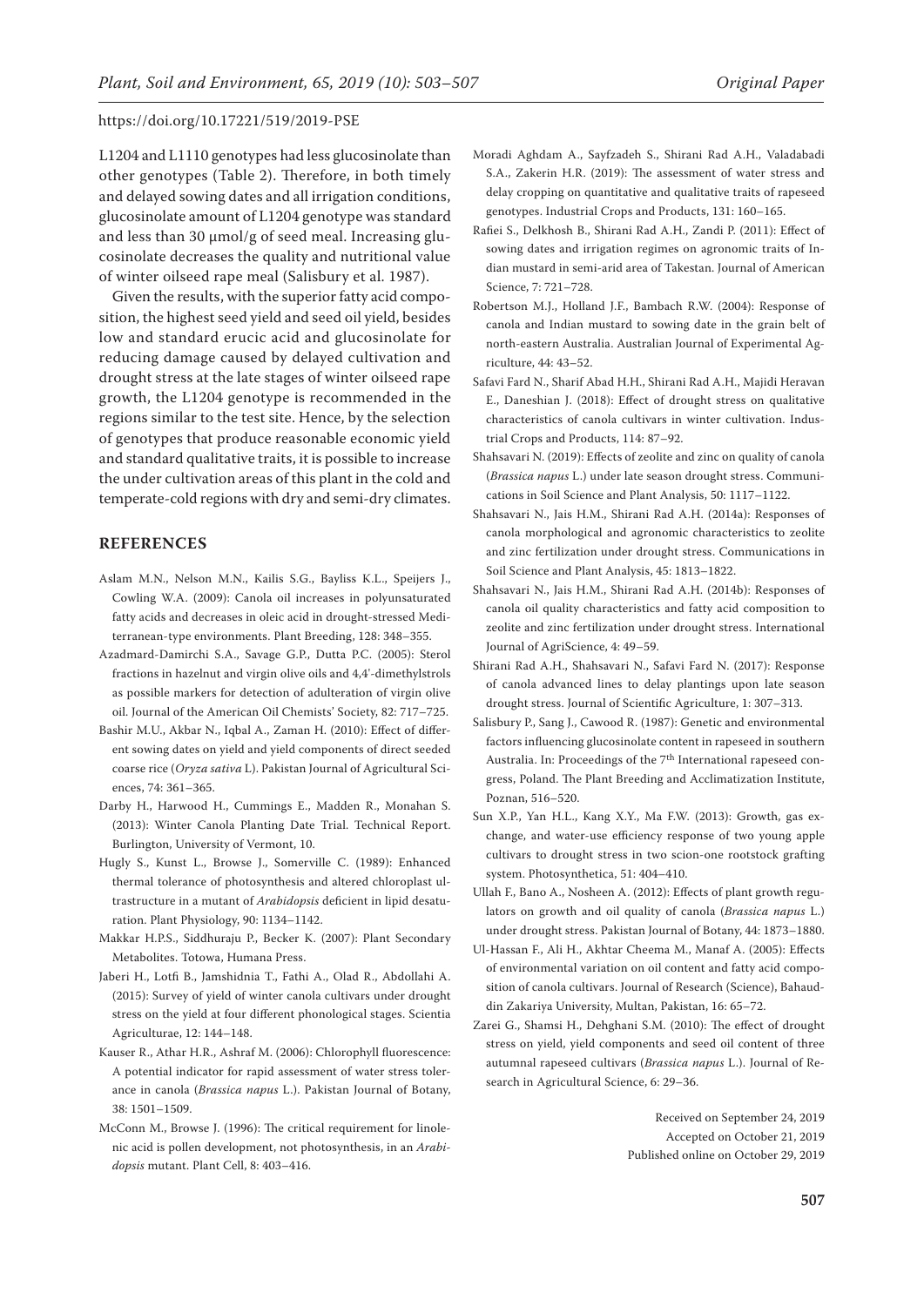L1204 and L1110 genotypes had less glucosinolate than other genotypes (Table 2). Therefore, in both timely and delayed sowing dates and all irrigation conditions, glucosinolate amount of L1204 genotype was standard and less than 30 µmol/g of seed meal. Increasing glucosinolate decreases the quality and nutritional value of winter oilseed rape meal (Salisbury et al. 1987).

Given the results, with the superior fatty acid composition, the highest seed yield and seed oil yield, besides low and standard erucic acid and glucosinolate for reducing damage caused by delayed cultivation and drought stress at the late stages of winter oilseed rape growth, the L1204 genotype is recommended in the regions similar to the test site. Hence, by the selection of genotypes that produce reasonable economic yield and standard qualitative traits, it is possible to increase the under cultivation areas of this plant in the cold and temperate-cold regions with dry and semi-dry climates.

## REFERENCES

Aslam M.N., Nelson M.N., Kailis S.G., Bayliss K.L., Speijers J., Cowling W.A. (2009): Canola oil increases in polyunsaturated fatty acids and decreases in oleic acid in drought-stressed Mediterranean-type environments. Plant Breeding, 128: 348–355.

Azadmard-Damirchi S.A., Savage G.P., Dutta P.C. (2005): Sterol fractions in hazelnut and virgin olive oils and 4,4'-dimethylstrols as possible markers for detection of adulteration of virgin olive oil. Journal of the American Oil Chemists' Society, 82: 717–725.

Bashir M.U., Akbar N., Iqbal A., Zaman H. (2010): Effect of different sowing dates on yield and yield components of direct seeded coarse rice (*Oryza sativa* L). Pakistan Journal of Agricultural Sciences, 74: 361–365.

Darby H., Harwood H., Cummings E., Madden R., Monahan S. (2013): Winter Canola Planting Date Trial. Technical Report. Burlington, University of Vermont, 10.

Hugly S., Kunst L., Browse J., Somerville C. (1989): Enhanced thermal tolerance of photosynthesis and altered chloroplast ultrastructure in a mutant of *Arabidopsis* deficient in lipid desaturation. Plant Physiology, 90: 1134–1142.

Makkar H.P.S., Siddhuraju P., Becker K. (2007): Plant Secondary Metabolites. Totowa, Humana Press.

Jaberi H., Lotfi B., Jamshidnia T., Fathi A., Olad R., Abdollahi A. (2015): Survey of yield of winter canola cultivars under drought stress on the yield at four different phonological stages. Scientia Agriculturae, 12: 144–148.

Kauser R., Athar H.R., Ashraf M. (2006): Chlorophyll fluorescence: A potential indicator for rapid assessment of water stress tolerance in canola (*Brassica napus* L.). Pakistan Journal of Botany, 38: 1501–1509.

McConn M., Browse J. (1996): The critical requirement for linolenic acid is pollen development, not photosynthesis, in an *Arabidopsis* mutant. Plant Cell, 8: 403–416.

Moradi Aghdam A., Sayfzadeh S., Shirani Rad A.H., Valadabadi S.A., Zakerin H.R. (2019): The assessment of water stress and delay cropping on quantitative and qualitative traits of rapeseed genotypes. Industrial Crops and Products, 131: 160–165.

Rafiei S., Delkhosh B., Shirani Rad A.H., Zandi P. (2011): Effect of sowing dates and irrigation regimes on agronomic traits of Indian mustard in semi-arid area of Takestan. Journal of American Science, 7: 721–728.

Robertson M.J., Holland J.F., Bambach R.W. (2004): Response of canola and Indian mustard to sowing date in the grain belt of north-eastern Australia. Australian Journal of Experimental Agriculture, 44: 43–52.

Safavi Fard N., Sharif Abad H.H., Shirani Rad A.H., Majidi Heravan E., Daneshian J. (2018): Effect of drought stress on qualitative characteristics of canola cultivars in winter cultivation. Industrial Crops and Products, 114: 87–92.

Shahsavari N. (2019): Effects of zeolite and zinc on quality of canola (*Brassica napus* L.) under late season drought stress. Communications in Soil Science and Plant Analysis, 50: 1117–1122.

Shahsavari N., Jais H.M., Shirani Rad A.H. (2014a): Responses of canola morphological and agronomic characteristics to zeolite and zinc fertilization under drought stress. Communications in Soil Science and Plant Analysis, 45: 1813–1822.

Shahsavari N., Jais H.M., Shirani Rad A.H. (2014b): Responses of canola oil quality characteristics and fatty acid composition to zeolite and zinc fertilization under drought stress. International Journal of AgriScience, 4: 49–59.

Shirani Rad A.H., Shahsavari N., Safavi Fard N. (2017): Response of canola advanced lines to delay plantings upon late season drought stress. Journal of Scientific Agriculture, 1: 307–313.

Salisbury P., Sang J., Cawood R. (1987): Genetic and environmental factors influencing glucosinolate content in rapeseed in southern Australia. In: Proceedings of the 7[th] International rapeseed congress, Poland. The Plant Breeding and Acclimatization Institute, Poznan, 516–520.

Sun X.P., Yan H.L., Kang X.Y., Ma F.W. (2013): Growth, gas exchange, and water-use efficiency response of two young apple cultivars to drought stress in two scion-one rootstock grafting system. Photosynthetica, 51: 404–410.

Ullah F., Bano A., Nosheen A. (2012): Effects of plant growth regulators on growth and oil quality of canola (*Brassica napus* L.) under drought stress. Pakistan Journal of Botany, 44: 1873–1880.

Ul-Hassan F., Ali H., Akhtar Cheema M., Manaf A. (2005): Effects of environmental variation on oil content and fatty acid composition of canola cultivars. Journal of Research (Science), Bahauddin Zakariya University, Multan, Pakistan, 16: 65–72.

Zarei G., Shamsi H., Dehghani S.M. (2010): The effect of drought stress on yield, yield components and seed oil content of three autumnal rapeseed cultivars (*Brassica napus* L.). Journal of Research in Agricultural Science, 6: 29–36.

Received on September 24, 2019
Accepted on October 21, 2019
Published online on October 29, 2019